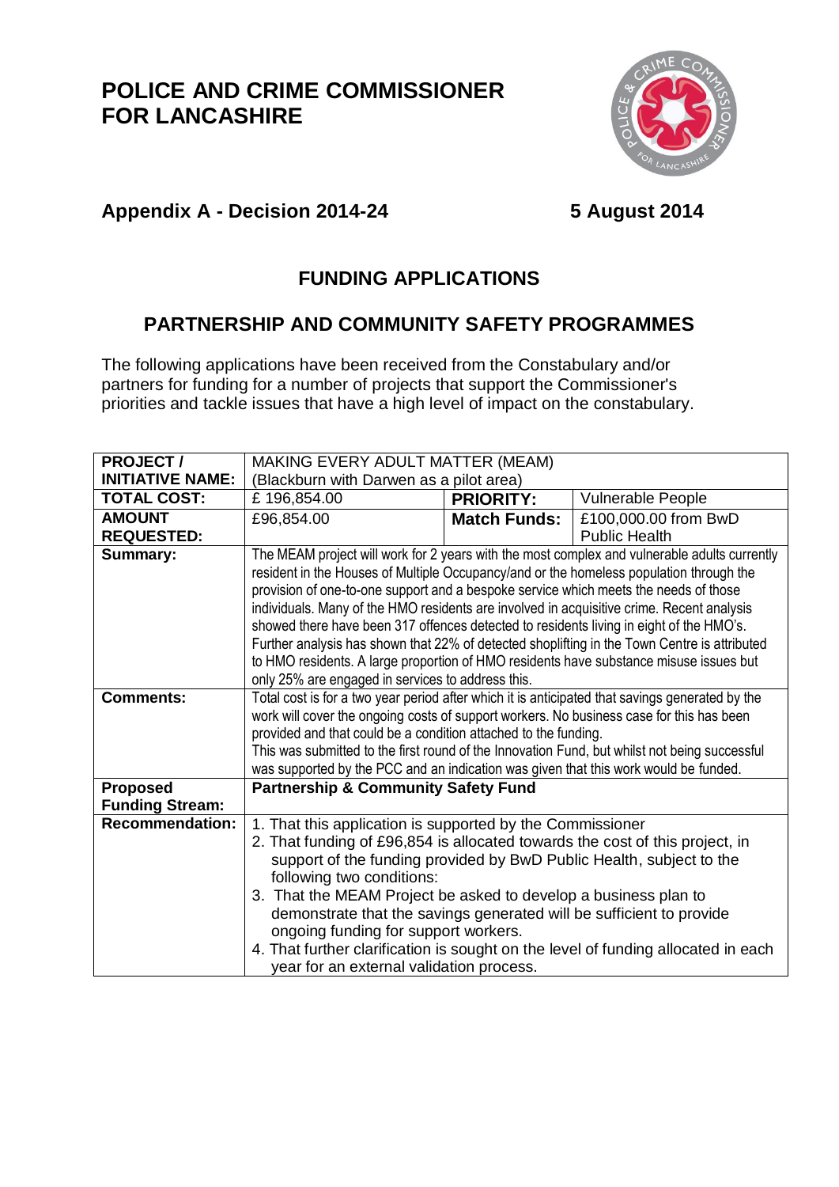# POLICE AND CRIME COMMISSIONER FOR LANCASHIRE

## Appendix A - Decision 2014-24 5 August 2014

## FUNDING APPLICATIONS

## PARTNERSHIP AND COMMUNITY SAFETY PROGRAMMES

The following applications have been received from the Constabulary and/or partners for funding for a number of projects that support the Commissioner's priorities and tackle issues that have a high level of impact on the constabulary.

| **PROJECT / INITIATIVE NAME:** | MAKING EVERY ADULT MATTER (MEAM) (Blackburn with Darwen as a pilot area) | | |
|---|---|---|---|
| **TOTAL COST:** | £ 196,854.00 | **PRIORITY:** | Vulnerable People |
| **AMOUNT REQUESTED:** | £96,854.00 | **Match Funds:** | £100,000.00 from BwD Public Health |
| **Summary:** | The MEAM project will work for 2 years with the most complex and vulnerable adults currently resident in the Houses of Multiple Occupancy/and or the homeless population through the provision of one-to-one support and a bespoke service which meets the needs of those individuals. Many of the HMO residents are involved in acquisitive crime. Recent analysis showed there have been 317 offences detected to residents living in eight of the HMO's. Further analysis has shown that 22% of detected shoplifting in the Town Centre is attributed to HMO residents. A large proportion of HMO residents have substance misuse issues but only 25% are engaged in services to address this. | | |
| **Comments:** | Total cost is for a two year period after which it is anticipated that savings generated by the work will cover the ongoing costs of support workers. No business case for this has been provided and that could be a condition attached to the funding.<br>This was submitted to the first round of the Innovation Fund, but whilst not being successful was supported by the PCC and an indication was given that this work would be funded. | | |
| **Proposed Funding Stream:** | **Partnership & Community Safety Fund** | | |
| **Recommendation:** | 1. That this application is supported by the Commissioner<br>2. That funding of £96,854 is allocated towards the cost of this project, in support of the funding provided by BwD Public Health, subject to the following two conditions:<br>3. That the MEAM Project be asked to develop a business plan to demonstrate that the savings generated will be sufficient to provide ongoing funding for support workers.<br>4. That further clarification is sought on the level of funding allocated in each year for an external validation process. | | |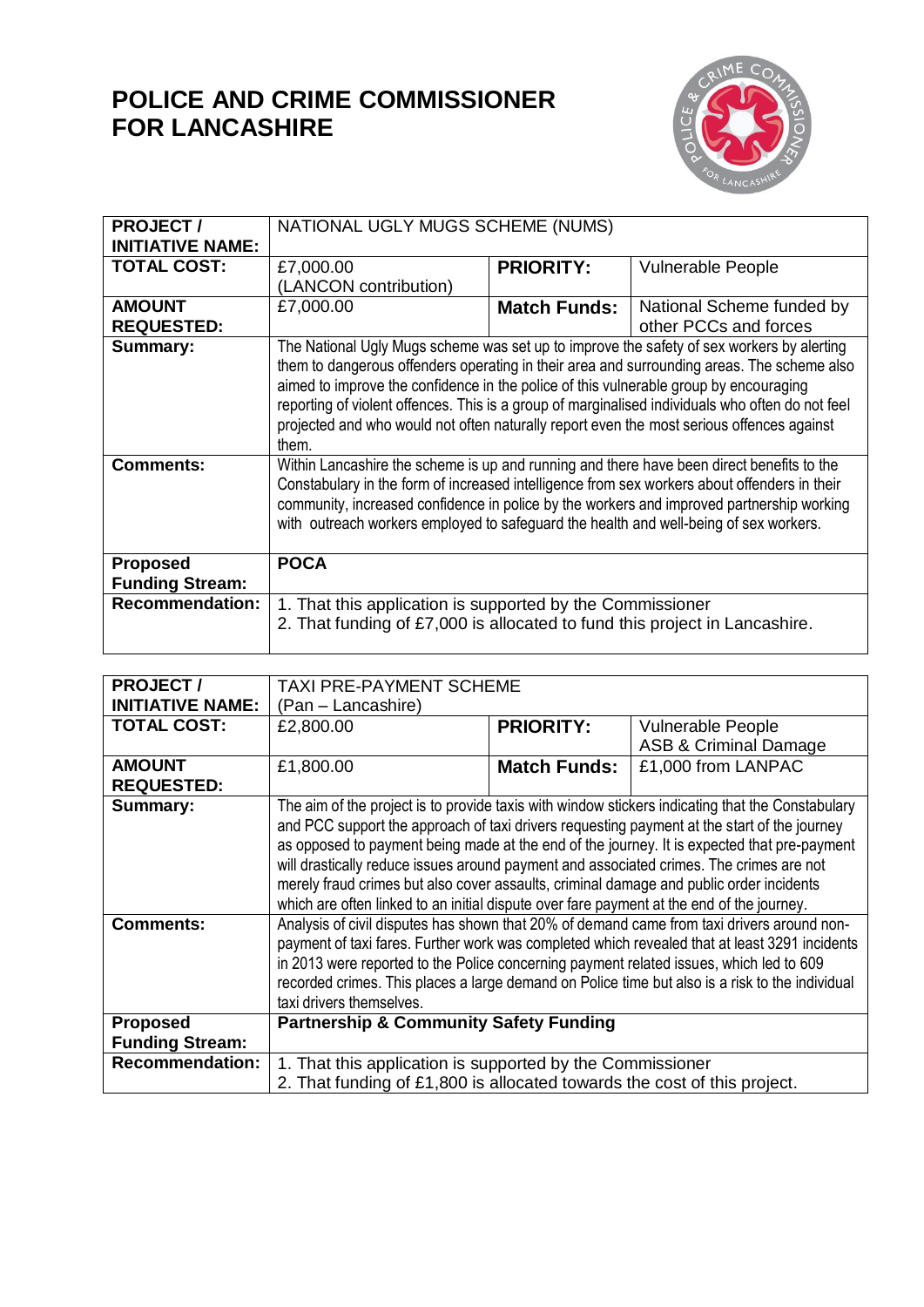# POLICE AND CRIME COMMISSIONER FOR LANCASHIRE

| PROJECT / INITIATIVE NAME: | NATIONAL UGLY MUGS SCHEME (NUMS) | | |
|---|---|---|---|
| **TOTAL COST:** | £7,000.00 (LANCON contribution) | **PRIORITY:** | Vulnerable People |
| **AMOUNT REQUESTED:** | £7,000.00 | **Match Funds:** | National Scheme funded by other PCCs and forces |
| **Summary:** | The National Ugly Mugs scheme was set up to improve the safety of sex workers by alerting them to dangerous offenders operating in their area and surrounding areas. The scheme also aimed to improve the confidence in the police of this vulnerable group by encouraging reporting of violent offences. This is a group of marginalised individuals who often do not feel projected and who would not often naturally report even the most serious offences against them. | | |
| **Comments:** | Within Lancashire the scheme is up and running and there have been direct benefits to the Constabulary in the form of increased intelligence from sex workers about offenders in their community, increased confidence in police by the workers and improved partnership working with outreach workers employed to safeguard the health and well-being of sex workers. | | |
| **Proposed Funding Stream:** | **POCA** | | |
| **Recommendation:** | 1. That this application is supported by the Commissioner<br>2. That funding of £7,000 is allocated to fund this project in Lancashire. | | |

| PROJECT / INITIATIVE NAME: | TAXI PRE-PAYMENT SCHEME (Pan – Lancashire) | | |
|---|---|---|---|
| **TOTAL COST:** | £2,800.00 | **PRIORITY:** | Vulnerable People<br>ASB & Criminal Damage |
| **AMOUNT REQUESTED:** | £1,800.00 | **Match Funds:** | £1,000 from LANPAC |
| **Summary:** | The aim of the project is to provide taxis with window stickers indicating that the Constabulary and PCC support the approach of taxi drivers requesting payment at the start of the journey as opposed to payment being made at the end of the journey. It is expected that pre-payment will drastically reduce issues around payment and associated crimes. The crimes are not merely fraud crimes but also cover assaults, criminal damage and public order incidents which are often linked to an initial dispute over fare payment at the end of the journey. | | |
| **Comments:** | Analysis of civil disputes has shown that 20% of demand came from taxi drivers around non-payment of taxi fares. Further work was completed which revealed that at least 3291 incidents in 2013 were reported to the Police concerning payment related issues, which led to 609 recorded crimes. This places a large demand on Police time but also is a risk to the individual taxi drivers themselves. | | |
| **Proposed Funding Stream:** | **Partnership & Community Safety Funding** | | |
| **Recommendation:** | 1. That this application is supported by the Commissioner<br>2. That funding of £1,800 is allocated towards the cost of this project. | | |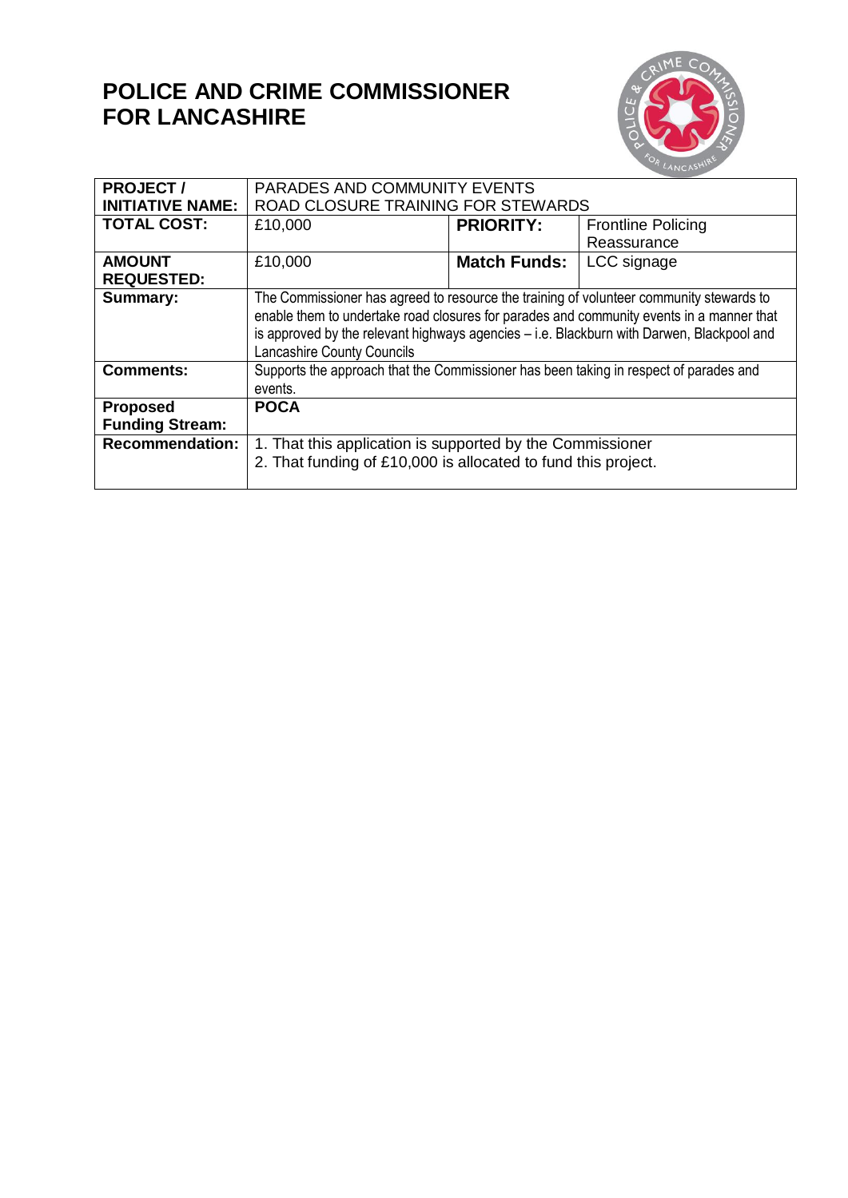# POLICE AND CRIME COMMISSIONER FOR LANCASHIRE

| | | | |
|---|---|---|---|
| **PROJECT / INITIATIVE NAME:** | PARADES AND COMMUNITY EVENTS ROAD CLOSURE TRAINING FOR STEWARDS | | |
| **TOTAL COST:** | £10,000 | **PRIORITY:** | Frontline Policing Reassurance |
| **AMOUNT REQUESTED:** | £10,000 | **Match Funds:** | LCC signage |
| **Summary:** | The Commissioner has agreed to resource the training of volunteer community stewards to enable them to undertake road closures for parades and community events in a manner that is approved by the relevant highways agencies – i.e. Blackburn with Darwen, Blackpool and Lancashire County Councils | | |
| **Comments:** | Supports the approach that the Commissioner has been taking in respect of parades and events. | | |
| **Proposed Funding Stream:** | **POCA** | | |
| **Recommendation:** | 1. That this application is supported by the Commissioner<br>2. That funding of £10,000 is allocated to fund this project. | | |